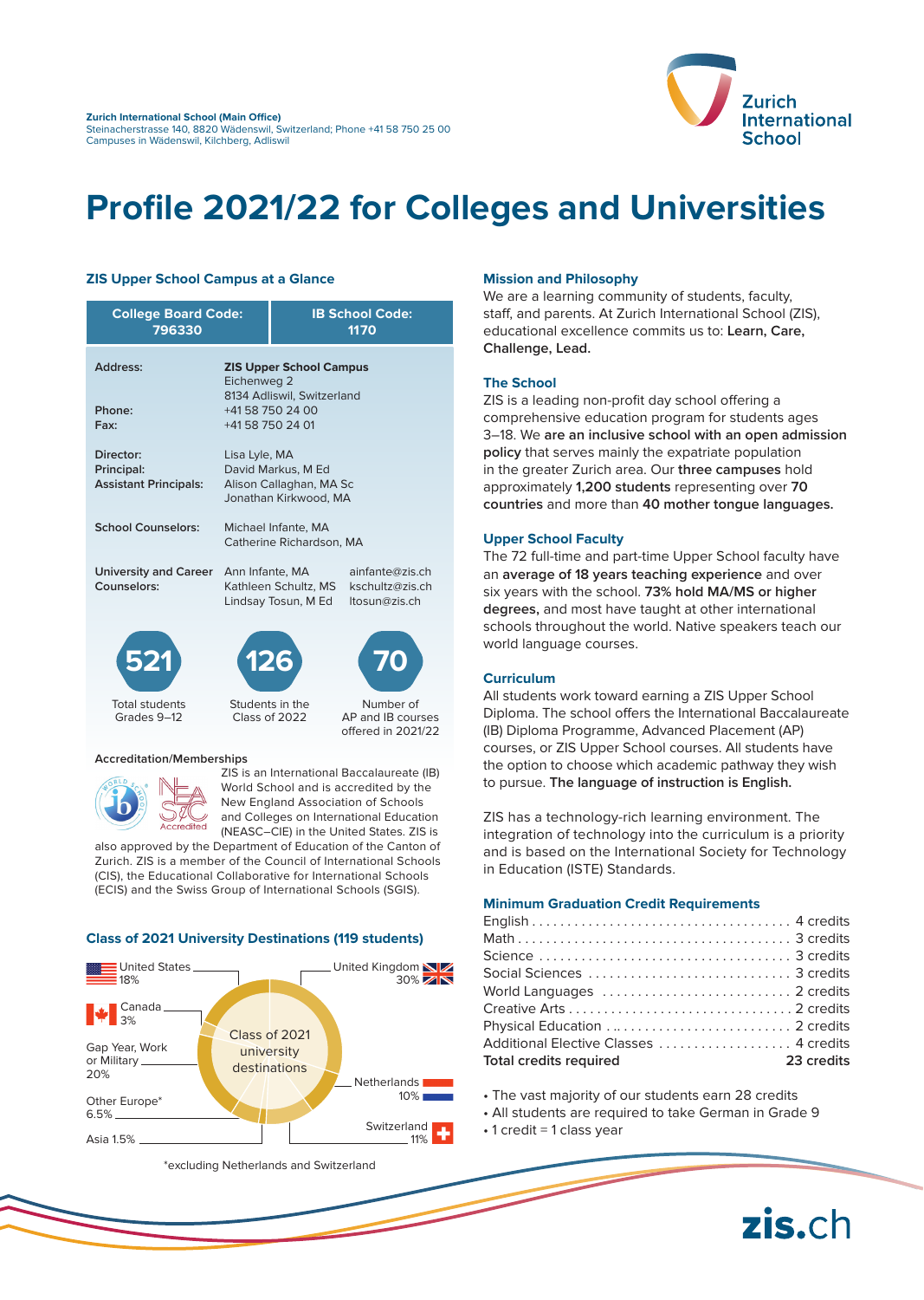**Zurich International School (Main Office)**
Steinacherstrasse 140, 8820 Wädenswil, Switzerland; Phone +41 58 750 25 00
Campuses in Wädenswil, Kilchberg, Adliswil

Zurich International School

# Profile 2021/22 for Colleges and Universities

## ZIS Upper School Campus at a Glance

| College Board Code: 796330 | IB School Code: 1170 |
|---|---|

| | | |
|---|---|---|
| Address: | **ZIS Upper School Campus** Eichenweg 2 8134 Adliswil, Switzerland | |
| Phone: | +41 58 750 24 00 | |
| Fax: | +41 58 750 24 01 | |
| Director: | Lisa Lyle, MA | |
| Principal: | David Markus, M Ed | |
| Assistant Principals: | Alison Callaghan, MA Sc<br>Jonathan Kirkwood, MA | |
| School Counselors: | Michael Infante, MA<br>Catherine Richardson, MA | |
| University and Career Counselors: | Ann Infante, MA<br>Kathleen Schultz, MS<br>Lindsay Tosun, M Ed | ainfante@zis.ch<br>kschultz@zis.ch<br>ltosun@zis.ch |

**521** Total students Grades 9–12

**126** Students in the Class of 2022

**70** Number of AP and IB courses offered in 2021/22

**Accreditation/Memberships**

ZIS is an International Baccalaureate (IB) World School and is accredited by the New England Association of Schools and Colleges on International Education (NEASC–CIE) in the United States. ZIS is also approved by the Department of Education of the Canton of Zurich. ZIS is a member of the Council of International Schools (CIS), the Educational Collaborative for International Schools (ECIS) and the Swiss Group of International Schools (SGIS).

## Class of 2021 University Destinations (119 students)

Class of 2021 university destinations

United States 18%
Canada 3%
Gap Year, Work or Military 20%
Other Europe* 6.5%
Asia 1.5%
United Kingdom 30%
Netherlands 10%
Switzerland 11%

*excluding Netherlands and Switzerland

## Mission and Philosophy

We are a learning community of students, faculty, staff, and parents. At Zurich International School (ZIS), educational excellence commits us to: **Learn, Care, Challenge, Lead.**

## The School

ZIS is a leading non-profit day school offering a comprehensive education program for students ages 3–18. We **are an inclusive school with an open admission policy** that serves mainly the expatriate population in the greater Zurich area. Our **three campuses** hold approximately **1,200 students** representing over **70 countries** and more than **40 mother tongue languages.**

## Upper School Faculty

The 72 full-time and part-time Upper School faculty have an **average of 18 years teaching experience** and over six years with the school. **73% hold MA/MS or higher degrees,** and most have taught at other international schools throughout the world. Native speakers teach our world language courses.

## Curriculum

All students work toward earning a ZIS Upper School Diploma. The school offers the International Baccalaureate (IB) Diploma Programme, Advanced Placement (AP) courses, or ZIS Upper School courses. All students have the option to choose which academic pathway they wish to pursue. **The language of instruction is English.**

ZIS has a technology-rich learning environment. The integration of technology into the curriculum is a priority and is based on the International Society for Technology in Education (ISTE) Standards.

## Minimum Graduation Credit Requirements

| | |
|---|---|
| English | 4 credits |
| Math | 3 credits |
| Science | 3 credits |
| Social Sciences | 3 credits |
| World Languages | 2 credits |
| Creative Arts | 2 credits |
| Physical Education | 2 credits |
| Additional Elective Classes | 4 credits |
| **Total credits required** | **23 credits** |

- The vast majority of our students earn 28 credits
- All students are required to take German in Grade 9
- 1 credit = 1 class year

**zis**.ch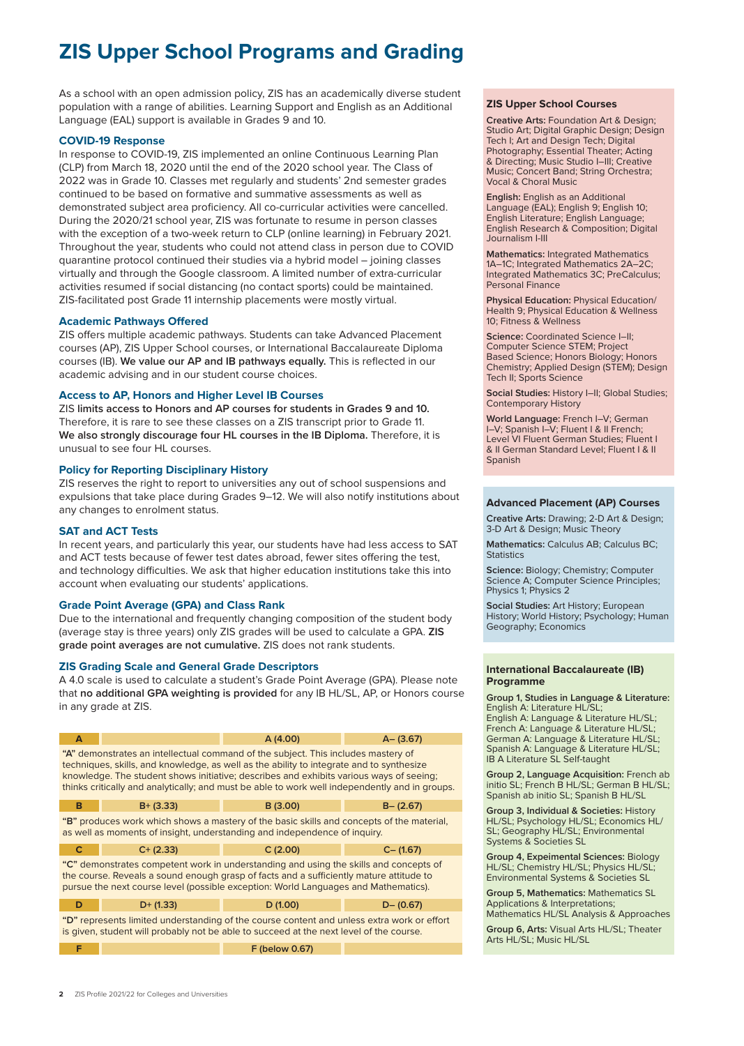# ZIS Upper School Programs and Grading

As a school with an open admission policy, ZIS has an academically diverse student population with a range of abilities. Learning Support and English as an Additional Language (EAL) support is available in Grades 9 and 10.

### COVID-19 Response

In response to COVID-19, ZIS implemented an online Continuous Learning Plan (CLP) from March 18, 2020 until the end of the 2020 school year. The Class of 2022 was in Grade 10. Classes met regularly and students' 2nd semester grades continued to be based on formative and summative assessments as well as demonstrated subject area proficiency. All co-curricular activities were cancelled. During the 2020/21 school year, ZIS was fortunate to resume in person classes with the exception of a two-week return to CLP (online learning) in February 2021. Throughout the year, students who could not attend class in person due to COVID quarantine protocol continued their studies via a hybrid model – joining classes virtually and through the Google classroom. A limited number of extra-curricular activities resumed if social distancing (no contact sports) could be maintained. ZIS-facilitated post Grade 11 internship placements were mostly virtual.

### Academic Pathways Offered

ZIS offers multiple academic pathways. Students can take Advanced Placement courses (AP), ZIS Upper School courses, or International Baccalaureate Diploma courses (IB). **We value our AP and IB pathways equally.** This is reflected in our academic advising and in our student course choices.

### Access to AP, Honors and Higher Level IB Courses

ZIS **limits access to Honors and AP courses for students in Grades 9 and 10.** Therefore, it is rare to see these classes on a ZIS transcript prior to Grade 11. **We also strongly discourage four HL courses in the IB Diploma.** Therefore, it is unusual to see four HL courses.

### Policy for Reporting Disciplinary History

ZIS reserves the right to report to universities any out of school suspensions and expulsions that take place during Grades 9–12. We will also notify institutions about any changes to enrolment status.

### SAT and ACT Tests

In recent years, and particularly this year, our students have had less access to SAT and ACT tests because of fewer test dates abroad, fewer sites offering the test, and technology difficulties. We ask that higher education institutions take this into account when evaluating our students' applications.

### Grade Point Average (GPA) and Class Rank

Due to the international and frequently changing composition of the student body (average stay is three years) only ZIS grades will be used to calculate a GPA. **ZIS grade point averages are not cumulative.** ZIS does not rank students.

### ZIS Grading Scale and General Grade Descriptors

A 4.0 scale is used to calculate a student's Grade Point Average (GPA). Please note that **no additional GPA weighting is provided** for any IB HL/SL, AP, or Honors course in any grade at ZIS.

| | | | |
|---|---|---|---|
| **A** | | A (4.00) | A– (3.67) |
| **"A"** demonstrates an intellectual command of the subject. This includes mastery of techniques, skills, and knowledge, as well as the ability to integrate and to synthesize knowledge. The student shows initiative; describes and exhibits various ways of seeing; thinks critically and analytically; and must be able to work well independently and in groups. | | | |
| **B** | B+ (3.33) | B (3.00) | B– (2.67) |
| **"B"** produces work which shows a mastery of the basic skills and concepts of the material, as well as moments of insight, understanding and independence of inquiry. | | | |
| **C** | C+ (2.33) | C (2.00) | C– (1.67) |
| **"C"** demonstrates competent work in understanding and using the skills and concepts of the course. Reveals a sound enough grasp of facts and a sufficiently mature attitude to pursue the next course level (possible exception: World Languages and Mathematics). | | | |
| **D** | D+ (1.33) | D (1.00) | D– (0.67) |
| **"D"** represents limited understanding of the course content and unless extra work or effort is given, student will probably not be able to succeed at the next level of the course. | | | |
| **F** | | F (below 0.67) | |

### ZIS Upper School Courses

**Creative Arts:** Foundation Art & Design; Studio Art; Digital Graphic Design; Design Tech I; Art and Design Tech; Digital Photography; Essential Theater; Acting & Directing; Music Studio I–III; Creative Music; Concert Band; String Orchestra; Vocal & Choral Music

**English:** English as an Additional Language (EAL); English 9; English 10; English Literature; English Language; English Research & Composition; Digital Journalism I-III

**Mathematics:** Integrated Mathematics 1A–1C; Integrated Mathematics 2A–2C; Integrated Mathematics 3C; PreCalculus; Personal Finance

**Physical Education:** Physical Education/ Health 9; Physical Education & Wellness 10; Fitness & Wellness

**Science:** Coordinated Science I–II; Computer Science STEM; Project Based Science; Honors Biology; Honors Chemistry; Applied Design (STEM); Design Tech II; Sports Science

**Social Studies:** History I–II; Global Studies; Contemporary History

**World Language:** French I–V; German I–V; Spanish I–V; Fluent I & II French; Level VI Fluent German Studies; Fluent I & II German Standard Level; Fluent I & II Spanish

### Advanced Placement (AP) Courses

**Creative Arts:** Drawing; 2-D Art & Design; 3-D Art & Design; Music Theory

**Mathematics:** Calculus AB; Calculus BC; Statistics

**Science:** Biology; Chemistry; Computer Science A; Computer Science Principles; Physics 1; Physics 2

**Social Studies:** Art History; European History; World History; Psychology; Human Geography; Economics

### International Baccalaureate (IB) Programme

**Group 1, Studies in Language & Literature:** English A: Literature HL/SL; English A: Language & Literature HL/SL; French A: Language & Literature HL/SL; German A: Language & Literature HL/SL; Spanish A: Language & Literature HL/SL; IB A Literature SL Self-taught

**Group 2, Language Acquisition:** French ab initio SL; French B HL/SL; German B HL/SL; Spanish ab initio SL; Spanish B HL/SL

**Group 3, Individual & Societies:** History HL/SL; Psychology HL/SL; Economics HL/SL; Geography HL/SL; Environmental Systems & Societies SL

**Group 4, Expeimental Sciences:** Biology HL/SL; Chemistry HL/SL; Physics HL/SL; Environmental Systems & Societies SL

**Group 5, Mathematics:** Mathematics SL Applications & Interpretations; Mathematics HL/SL Analysis & Approaches

**Group 6, Arts:** Visual Arts HL/SL; Theater Arts HL/SL; Music HL/SL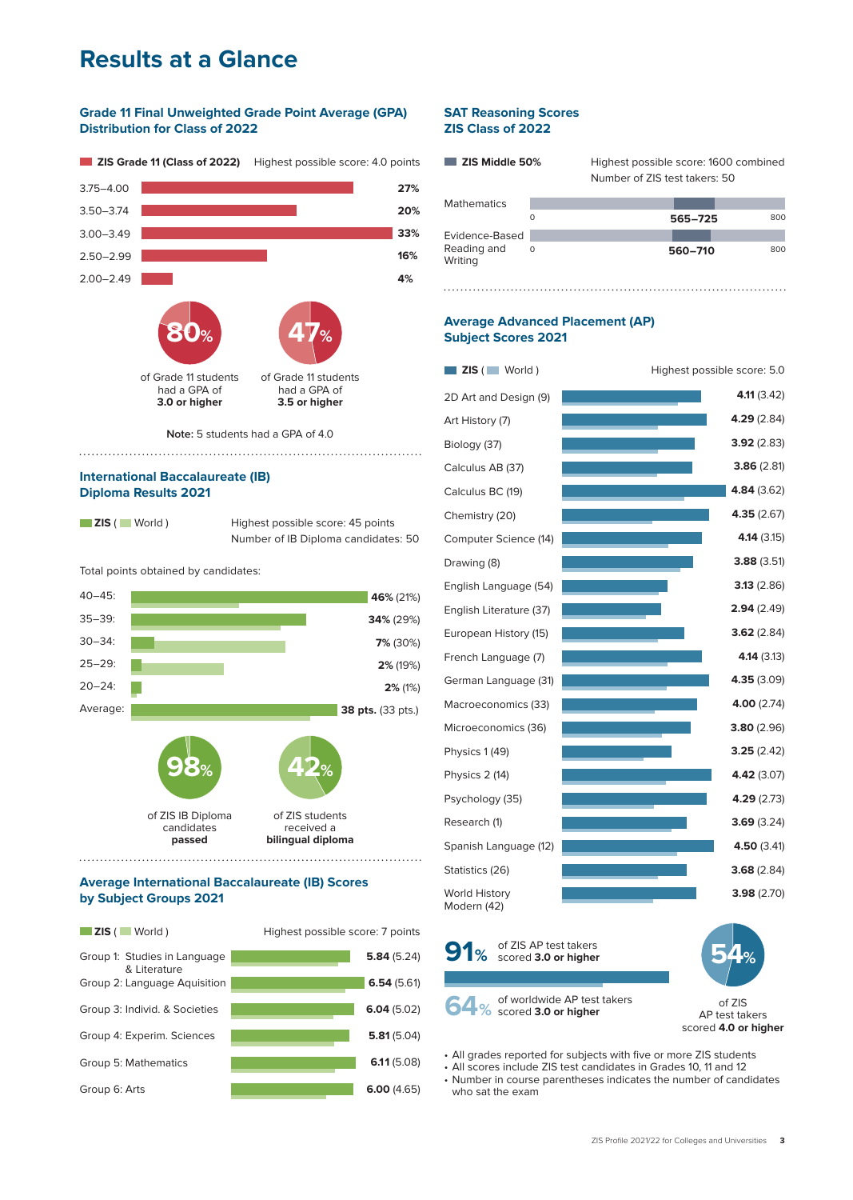# Results at a Glance

## Grade 11 Final Unweighted Grade Point Average (GPA) Distribution for Class of 2022

ZIS Grade 11 (Class of 2022) — Highest possible score: 4.0 points

3.75–4.00 — 27%
3.50–3.74 — 20%
3.00–3.49 — 33%
2.50–2.99 — 16%
2.00–2.49 — 4%

80% of Grade 11 students had a GPA of **3.0 or higher**

47% of Grade 11 students had a GPA of **3.5 or higher**

**Note:** 5 students had a GPA of 4.0

## International Baccalaureate (IB) Diploma Results 2021

**ZIS** ( World ) — Highest possible score: 45 points
Number of IB Diploma candidates: 50

Total points obtained by candidates:

40–45: **46%** (21%)
35–39: **34%** (29%)
30–34: **7%** (30%)
25–29: **2%** (19%)
20–24: **2%** (1%)
Average: **38 pts.** (33 pts.)

98% of ZIS IB Diploma candidates **passed**

42% of ZIS students received a **bilingual diploma**

## Average International Baccalaureate (IB) Scores by Subject Groups 2021

**ZIS** ( World ) — Highest possible score: 7 points

Group 1: Studies in Language & Literature — **5.84** (5.24)
Group 2: Language Aquisition — **6.54** (5.61)
Group 3: Individ. & Societies — **6.04** (5.02)
Group 4: Experim. Sciences — **5.81** (5.04)
Group 5: Mathematics — **6.11** (5.08)
Group 6: Arts — **6.00** (4.65)

## SAT Reasoning Scores ZIS Class of 2022

**ZIS Middle 50%** — Highest possible score: 1600 combined
Number of ZIS test takers: 50

Mathematics — 0 — **565–725** — 800
Evidence-Based Reading and Writing — 0 — **560–710** — 800

## Average Advanced Placement (AP) Subject Scores 2021

**ZIS** ( World ) — Highest possible score: 5.0

2D Art and Design (9) — **4.11** (3.42)
Art History (7) — **4.29** (2.84)
Biology (37) — **3.92** (2.83)
Calculus AB (37) — **3.86** (2.81)
Calculus BC (19) — **4.84** (3.62)
Chemistry (20) — **4.35** (2.67)
Computer Science (14) — **4.14** (3.15)
Drawing (8) — **3.88** (3.51)
English Language (54) — **3.13** (2.86)
English Literature (37) — **2.94** (2.49)
European History (15) — **3.62** (2.84)
French Language (7) — **4.14** (3.13)
German Language (31) — **4.35** (3.09)
Macroeconomics (33) — **4.00** (2.74)
Microeconomics (36) — **3.80** (2.96)
Physics 1 (49) — **3.25** (2.42)
Physics 2 (14) — **4.42** (3.07)
Psychology (35) — **4.29** (2.73)
Research (1) — **3.69** (3.24)
Spanish Language (12) — **4.50** (3.41)
Statistics (26) — **3.68** (2.84)
World History Modern (42) — **3.98** (2.70)

91% of ZIS AP test takers scored **3.0 or higher**

64% of worldwide AP test takers scored **3.0 or higher**

54% of ZIS AP test takers scored **4.0 or higher**

- All grades reported for subjects with five or more ZIS students
- All scores include ZIS test candidates in Grades 10, 11 and 12
- Number in course parentheses indicates the number of candidates who sat the exam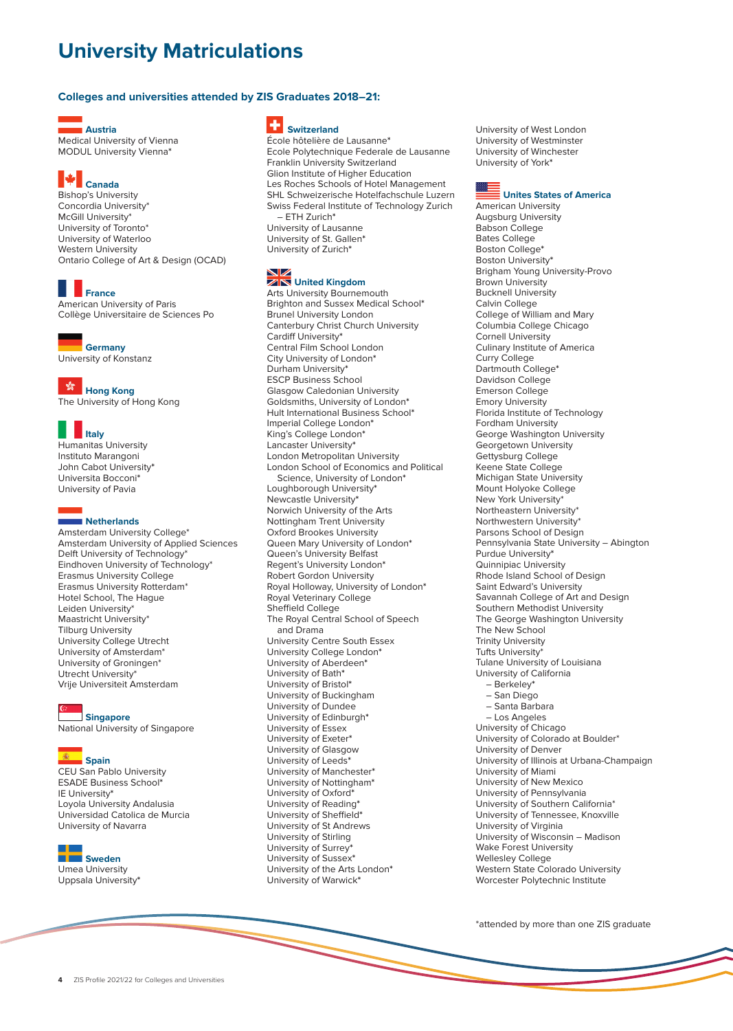# University Matriculations

## Colleges and universities attended by ZIS Graduates 2018–21:

### Austria
Medical University of Vienna
MODUL University Vienna*

### Canada
Bishop's University
Concordia University*
McGill University*
University of Toronto*
University of Waterloo
Western University
Ontario College of Art & Design (OCAD)

### France
American University of Paris
Collège Universitaire de Sciences Po

### Germany
University of Konstanz

### Hong Kong
The University of Hong Kong

### Italy
Humanitas University
Instituto Marangoni
John Cabot University*
Universita Bocconi*
University of Pavia

### Netherlands
Amsterdam University College*
Amsterdam University of Applied Sciences
Delft University of Technology*
Eindhoven University of Technology*
Erasmus University College
Erasmus University Rotterdam*
Hotel School, The Hague
Leiden University*
Maastricht University*
Tilburg University
University College Utrecht
University of Amsterdam*
University of Groningen*
Utrecht University*
Vrije Universiteit Amsterdam

### Singapore
National University of Singapore

### Spain
CEU San Pablo University
ESADE Business School*
IE University*
Loyola University Andalusia
Universidad Catolica de Murcia
University of Navarra

### Sweden
Umea University
Uppsala University*

### Switzerland
École hôtelière de Lausanne*
Ecole Polytechnique Federale de Lausanne
Franklin University Switzerland
Glion Institute of Higher Education
Les Roches Schools of Hotel Management
SHL Schweizerische Hotelfachschule Luzern
Swiss Federal Institute of Technology Zurich – ETH Zurich*
University of Lausanne
University of St. Gallen*
University of Zurich*

### United Kingdom
Arts University Bournemouth
Brighton and Sussex Medical School*
Brunel University London
Canterbury Christ Church University
Cardiff University*
Central Film School London
City University of London*
Durham University*
ESCP Business School
Glasgow Caledonian University
Goldsmiths, University of London*
Hult International Business School*
Imperial College London*
King's College London*
Lancaster University*
London Metropolitan University
London School of Economics and Political Science, University of London*
Loughborough University*
Newcastle University*
Norwich University of the Arts
Nottingham Trent University
Oxford Brookes University
Queen Mary University of London*
Queen's University Belfast
Regent's University London*
Robert Gordon University
Royal Holloway, University of London*
Royal Veterinary College
Sheffield College
The Royal Central School of Speech and Drama
University Centre South Essex
University College London*
University of Aberdeen*
University of Bath*
University of Bristol*
University of Buckingham
University of Dundee
University of Edinburgh*
University of Essex
University of Exeter*
University of Glasgow
University of Leeds*
University of Manchester*
University of Nottingham*
University of Oxford*
University of Reading*
University of Sheffield*
University of St Andrews
University of Stirling
University of Surrey*
University of Sussex*
University of the Arts London*
University of Warwick*
University of West London
University of Westminster
University of Winchester
University of York*

### Unites States of America
American University
Augsburg University
Babson College
Bates College
Boston College*
Boston University*
Brigham Young University-Provo
Brown University
Bucknell University
Calvin College
College of William and Mary
Columbia College Chicago
Cornell University
Culinary Institute of America
Curry College
Dartmouth College*
Davidson College
Emerson College
Emory University
Florida Institute of Technology
Fordham University
George Washington University
Georgetown University
Gettysburg College
Keene State College
Michigan State University
Mount Holyoke College
New York University*
Northeastern University*
Northwestern University*
Parsons School of Design
Pennsylvania State University – Abington
Purdue University*
Quinnipiac University
Rhode Island School of Design
Saint Edward's University
Savannah College of Art and Design
Southern Methodist University
The George Washington University
The New School
Trinity University
Tufts University*
Tulane University of Louisiana
University of California
– Berkeley*
– San Diego
– Santa Barbara
– Los Angeles
University of Chicago
University of Colorado at Boulder*
University of Denver
University of Illinois at Urbana-Champaign
University of Miami
University of New Mexico
University of Pennsylvania
University of Southern California*
University of Tennessee, Knoxville
University of Virginia
University of Wisconsin – Madison
Wake Forest University
Wellesley College
Western State Colorado University
Worcester Polytechnic Institute

*attended by more than one ZIS graduate